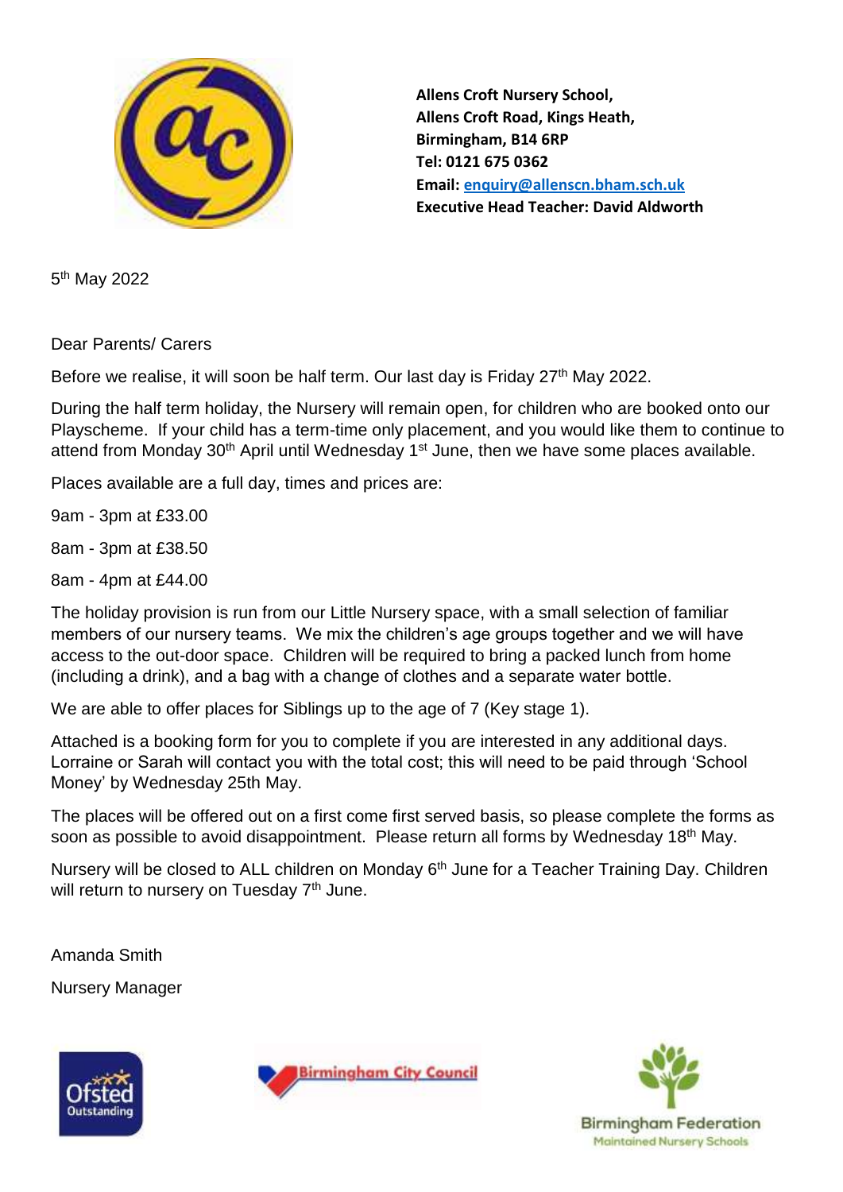**Allens Croft Nursery School,**
**Allens Croft Road, Kings Heath,**
**Birmingham, B14 6RP**
**Tel: 0121 675 0362**
**Email: enquiry@allenscn.bham.sch.uk**
**Executive Head Teacher: David Aldworth**

5th May 2022

Dear Parents/ Carers

Before we realise, it will soon be half term. Our last day is Friday 27th May 2022.

During the half term holiday, the Nursery will remain open, for children who are booked onto our Playscheme. If your child has a term-time only placement, and you would like them to continue to attend from Monday 30th April until Wednesday 1st June, then we have some places available.

Places available are a full day, times and prices are:

9am - 3pm at £33.00

8am - 3pm at £38.50

8am - 4pm at £44.00

The holiday provision is run from our Little Nursery space, with a small selection of familiar members of our nursery teams. We mix the children's age groups together and we will have access to the out-door space. Children will be required to bring a packed lunch from home (including a drink), and a bag with a change of clothes and a separate water bottle.

We are able to offer places for Siblings up to the age of 7 (Key stage 1).

Attached is a booking form for you to complete if you are interested in any additional days. Lorraine or Sarah will contact you with the total cost; this will need to be paid through 'School Money' by Wednesday 25th May.

The places will be offered out on a first come first served basis, so please complete the forms as soon as possible to avoid disappointment. Please return all forms by Wednesday 18th May.

Nursery will be closed to ALL children on Monday 6th June for a Teacher Training Day. Children will return to nursery on Tuesday 7th June.

Amanda Smith

Nursery Manager

Ofsted Outstanding

Birmingham City Council

Birmingham Federation
Maintained Nursery Schools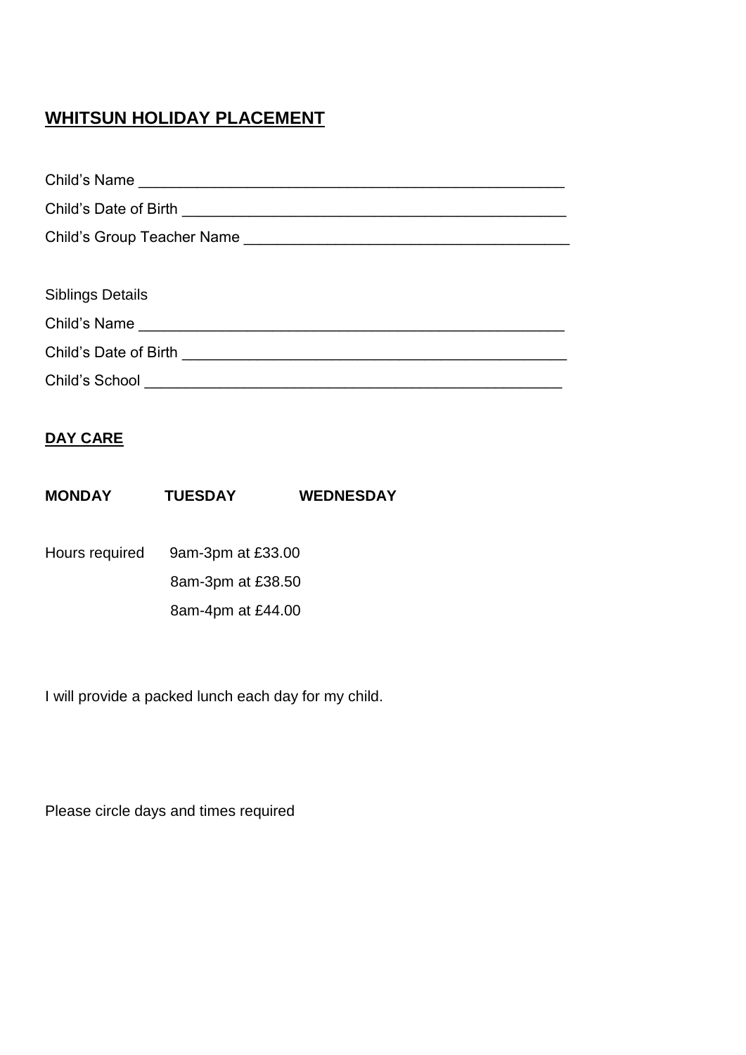## **WHITSUN HOLIDAY PLACEMENT**

Child's Name ______________________________________________

Child's Date of Birth ______________________________________________

Child's Group Teacher Name ______________________________________________

Siblings Details

Child's Name ______________________________________________

Child's Date of Birth ______________________________________________

Child's School ______________________________________________

### **DAY CARE**

**MONDAY** **TUESDAY** **WEDNESDAY**

Hours required 9am-3pm at £33.00

8am-3pm at £38.50

8am-4pm at £44.00

I will provide a packed lunch each day for my child.

Please circle days and times required